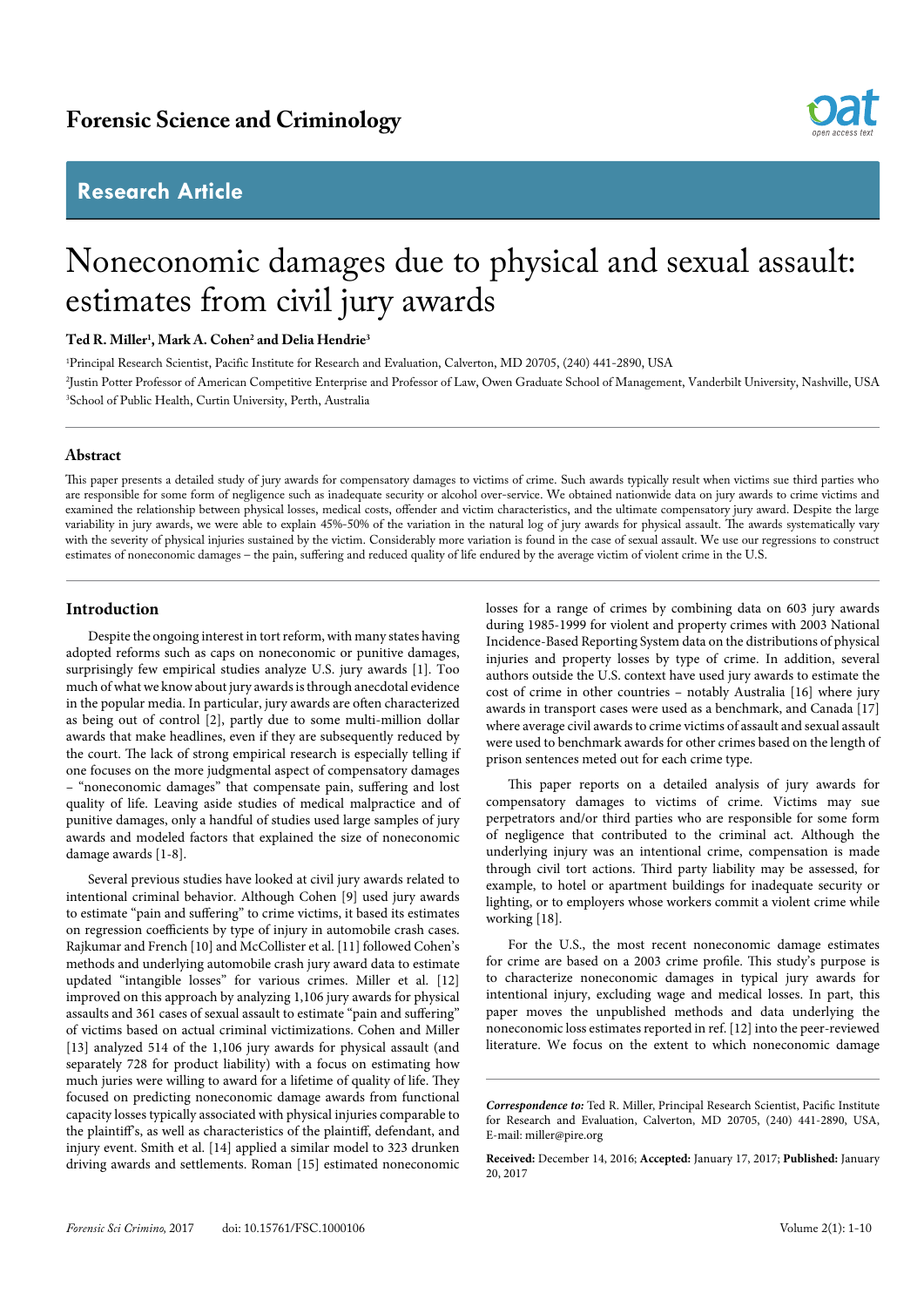Forensic Science and Criminology

Research Article

# Noneconomic damages due to physical and sexual assault: estimates from civil jury awards

**Ted R. Miller[1], Mark A. Cohen[2] and Delia Hendrie[3]**

[1]Principal Research Scientist, Pacific Institute for Research and Evaluation, Calverton, MD 20705, (240) 441-2890, USA

[2]Justin Potter Professor of American Competitive Enterprise and Professor of Law, Owen Graduate School of Management, Vanderbilt University, Nashville, USA

[3]School of Public Health, Curtin University, Perth, Australia

## Abstract

This paper presents a detailed study of jury awards for compensatory damages to victims of crime. Such awards typically result when victims sue third parties who are responsible for some form of negligence such as inadequate security or alcohol over-service. We obtained nationwide data on jury awards to crime victims and examined the relationship between physical losses, medical costs, offender and victim characteristics, and the ultimate compensatory jury award. Despite the large variability in jury awards, we were able to explain 45%-50% of the variation in the natural log of jury awards for physical assault. The awards systematically vary with the severity of physical injuries sustained by the victim. Considerably more variation is found in the case of sexual assault. We use our regressions to construct estimates of noneconomic damages – the pain, suffering and reduced quality of life endured by the average victim of violent crime in the U.S.

## Introduction

Despite the ongoing interest in tort reform, with many states having adopted reforms such as caps on noneconomic or punitive damages, surprisingly few empirical studies analyze U.S. jury awards [1]. Too much of what we know about jury awards is through anecdotal evidence in the popular media. In particular, jury awards are often characterized as being out of control [2], partly due to some multi-million dollar awards that make headlines, even if they are subsequently reduced by the court. The lack of strong empirical research is especially telling if one focuses on the more judgmental aspect of compensatory damages – "noneconomic damages" that compensate pain, suffering and lost quality of life. Leaving aside studies of medical malpractice and of punitive damages, only a handful of studies used large samples of jury awards and modeled factors that explained the size of noneconomic damage awards [1-8].

Several previous studies have looked at civil jury awards related to intentional criminal behavior. Although Cohen [9] used jury awards to estimate "pain and suffering" to crime victims, it based its estimates on regression coefficients by type of injury in automobile crash cases. Rajkumar and French [10] and McCollister et al. [11] followed Cohen's methods and underlying automobile crash jury award data to estimate updated "intangible losses" for various crimes. Miller et al. [12] improved on this approach by analyzing 1,106 jury awards for physical assaults and 361 cases of sexual assault to estimate "pain and suffering" of victims based on actual criminal victimizations. Cohen and Miller [13] analyzed 514 of the 1,106 jury awards for physical assault (and separately 728 for product liability) with a focus on estimating how much juries were willing to award for a lifetime of quality of life. They focused on predicting noneconomic damage awards from functional capacity losses typically associated with physical injuries comparable to the plaintiff's, as well as characteristics of the plaintiff, defendant, and injury event. Smith et al. [14] applied a similar model to 323 drunken driving awards and settlements. Roman [15] estimated noneconomic losses for a range of crimes by combining data on 603 jury awards during 1985-1999 for violent and property crimes with 2003 National Incidence-Based Reporting System data on the distributions of physical injuries and property losses by type of crime. In addition, several authors outside the U.S. context have used jury awards to estimate the cost of crime in other countries – notably Australia [16] where jury awards in transport cases were used as a benchmark, and Canada [17] where average civil awards to crime victims of assault and sexual assault were used to benchmark awards for other crimes based on the length of prison sentences meted out for each crime type.

This paper reports on a detailed analysis of jury awards for compensatory damages to victims of crime. Victims may sue perpetrators and/or third parties who are responsible for some form of negligence that contributed to the criminal act. Although the underlying injury was an intentional crime, compensation is made through civil tort actions. Third party liability may be assessed, for example, to hotel or apartment buildings for inadequate security or lighting, or to employers whose workers commit a violent crime while working [18].

For the U.S., the most recent noneconomic damage estimates for crime are based on a 2003 crime profile. This study's purpose is to characterize noneconomic damages in typical jury awards for intentional injury, excluding wage and medical losses. In part, this paper moves the unpublished methods and data underlying the noneconomic loss estimates reported in ref. [12] into the peer-reviewed literature. We focus on the extent to which noneconomic damage

***Correspondence to:*** Ted R. Miller, Principal Research Scientist, Pacific Institute for Research and Evaluation, Calverton, MD 20705, (240) 441-2890, USA, E-mail: miller@pire.org

**Received:** December 14, 2016; **Accepted:** January 17, 2017; **Published:** January 20, 2017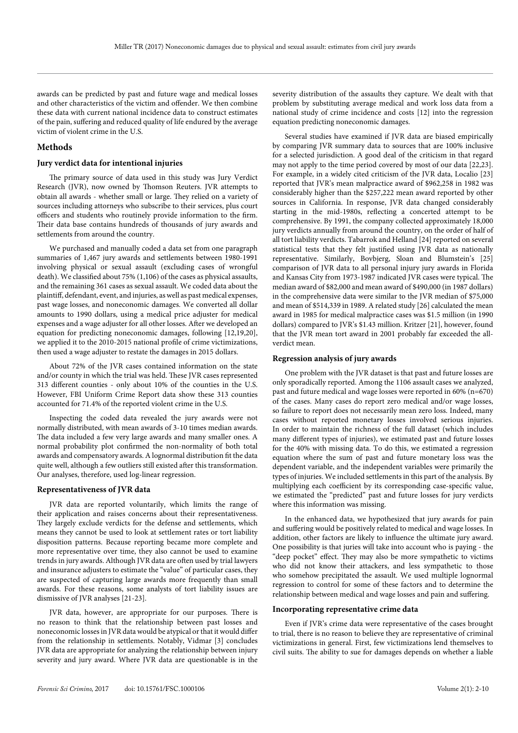awards can be predicted by past and future wage and medical losses and other characteristics of the victim and offender. We then combine these data with current national incidence data to construct estimates of the pain, suffering and reduced quality of life endured by the average victim of violent crime in the U.S.

## Methods

### Jury verdict data for intentional injuries

The primary source of data used in this study was Jury Verdict Research (JVR), now owned by Thomson Reuters. JVR attempts to obtain all awards - whether small or large. They relied on a variety of sources including attorneys who subscribe to their services, plus court officers and students who routinely provide information to the firm. Their data base contains hundreds of thousands of jury awards and settlements from around the country.

We purchased and manually coded a data set from one paragraph summaries of 1,467 jury awards and settlements between 1980-1991 involving physical or sexual assault (excluding cases of wrongful death). We classified about 75% (1,106) of the cases as physical assaults, and the remaining 361 cases as sexual assault. We coded data about the plaintiff, defendant, event, and injuries, as well as past medical expenses, past wage losses, and noneconomic damages. We converted all dollar amounts to 1990 dollars, using a medical price adjuster for medical expenses and a wage adjuster for all other losses. After we developed an equation for predicting noneconomic damages, following [12,19,20], we applied it to the 2010-2015 national profile of crime victimizations, then used a wage adjuster to restate the damages in 2015 dollars.

About 72% of the JVR cases contained information on the state and/or county in which the trial was held. These JVR cases represented 313 different counties - only about 10% of the counties in the U.S. However, FBI Uniform Crime Report data show these 313 counties accounted for 71.4% of the reported violent crime in the U.S.

Inspecting the coded data revealed the jury awards were not normally distributed, with mean awards of 3-10 times median awards. The data included a few very large awards and many smaller ones. A normal probability plot confirmed the non-normality of both total awards and compensatory awards. A lognormal distribution fit the data quite well, although a few outliers still existed after this transformation. Our analyses, therefore, used log-linear regression.

### Representativeness of JVR data

JVR data are reported voluntarily, which limits the range of their application and raises concerns about their representativeness. They largely exclude verdicts for the defense and settlements, which means they cannot be used to look at settlement rates or tort liability disposition patterns. Because reporting became more complete and more representative over time, they also cannot be used to examine trends in jury awards. Although JVR data are often used by trial lawyers and insurance adjusters to estimate the "value" of particular cases, they are suspected of capturing large awards more frequently than small awards. For these reasons, some analysts of tort liability issues are dismissive of JVR analyses [21-23].

JVR data, however, are appropriate for our purposes. There is no reason to think that the relationship between past losses and noneconomic losses in JVR data would be atypical or that it would differ from the relationship in settlements. Notably, Vidmar [3] concludes JVR data are appropriate for analyzing the relationship between injury severity and jury award. Where JVR data are questionable is in the severity distribution of the assaults they capture. We dealt with that problem by substituting average medical and work loss data from a national study of crime incidence and costs [12] into the regression equation predicting noneconomic damages.

Several studies have examined if JVR data are biased empirically by comparing JVR summary data to sources that are 100% inclusive for a selected jurisdiction. A good deal of the criticism in that regard may not apply to the time period covered by most of our data [22,23]. For example, in a widely cited criticism of the JVR data, Localio [23] reported that JVR's mean malpractice award of $962,258 in 1982 was considerably higher than the $257,222 mean award reported by other sources in California. In response, JVR data changed considerably starting in the mid-1980s, reflecting a concerted attempt to be comprehensive. By 1991, the company collected approximately 18,000 jury verdicts annually from around the country, on the order of half of all tort liability verdicts. Tabarrok and Helland [24] reported on several statistical tests that they felt justified using JVR data as nationally representative. Similarly, Bovbjerg, Sloan and Blumstein's [25] comparison of JVR data to all personal injury jury awards in Florida and Kansas City from 1973-1987 indicated JVR cases were typical. The median award of $82,000 and mean award of $490,000 (in 1987 dollars) in the comprehensive data were similar to the JVR median of $75,000 and mean of $514,339 in 1989. A related study [26] calculated the mean award in 1985 for medical malpractice cases was $1.5 million (in 1990 dollars) compared to JVR's $1.43 million. Kritzer [21], however, found that the JVR mean tort award in 2001 probably far exceeded the all-verdict mean.

### Regression analysis of jury awards

One problem with the JVR dataset is that past and future losses are only sporadically reported. Among the 1106 assault cases we analyzed, past and future medical and wage losses were reported in 60% (n=670) of the cases. Many cases do report zero medical and/or wage losses, so failure to report does not necessarily mean zero loss. Indeed, many cases without reported monetary losses involved serious injuries. In order to maintain the richness of the full dataset (which includes many different types of injuries), we estimated past and future losses for the 40% with missing data. To do this, we estimated a regression equation where the sum of past and future monetary loss was the dependent variable, and the independent variables were primarily the types of injuries. We included settlements in this part of the analysis. By multiplying each coefficient by its corresponding case-specific value, we estimated the "predicted" past and future losses for jury verdicts where this information was missing.

In the enhanced data, we hypothesized that jury awards for pain and suffering would be positively related to medical and wage losses. In addition, other factors are likely to influence the ultimate jury award. One possibility is that juries will take into account who is paying - the "deep pocket" effect. They may also be more sympathetic to victims who did not know their attackers, and less sympathetic to those who somehow precipitated the assault. We used multiple lognormal regression to control for some of these factors and to determine the relationship between medical and wage losses and pain and suffering.

### Incorporating representative crime data

Even if JVR's crime data were representative of the cases brought to trial, there is no reason to believe they are representative of criminal victimizations in general. First, few victimizations lend themselves to civil suits. The ability to sue for damages depends on whether a liable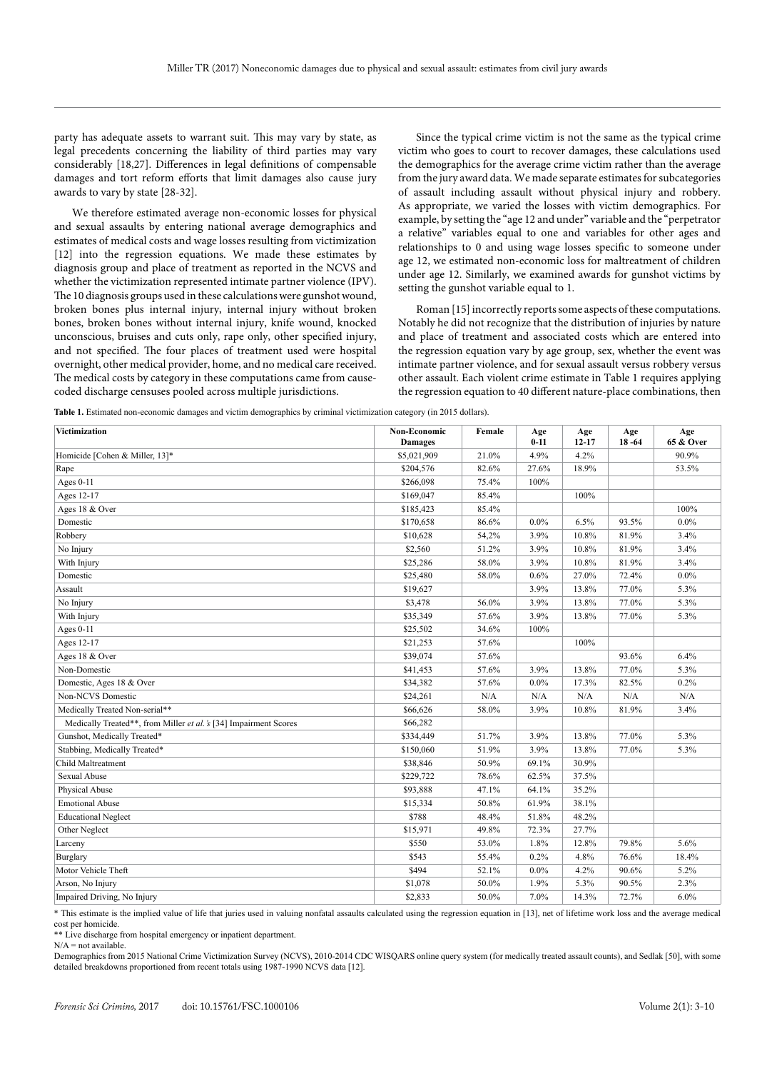party has adequate assets to warrant suit. This may vary by state, as legal precedents concerning the liability of third parties may vary considerably [18,27]. Differences in legal definitions of compensable damages and tort reform efforts that limit damages also cause jury awards to vary by state [28-32].

We therefore estimated average non-economic losses for physical and sexual assaults by entering national average demographics and estimates of medical costs and wage losses resulting from victimization [12] into the regression equations. We made these estimates by diagnosis group and place of treatment as reported in the NCVS and whether the victimization represented intimate partner violence (IPV). The 10 diagnosis groups used in these calculations were gunshot wound, broken bones plus internal injury, internal injury without broken bones, broken bones without internal injury, knife wound, knocked unconscious, bruises and cuts only, rape only, other specified injury, and not specified. The four places of treatment used were hospital overnight, other medical provider, home, and no medical care received. The medical costs by category in these computations came from cause-coded discharge censuses pooled across multiple jurisdictions.

Since the typical crime victim is not the same as the typical crime victim who goes to court to recover damages, these calculations used the demographics for the average crime victim rather than the average from the jury award data. We made separate estimates for subcategories of assault including assault without physical injury and robbery. As appropriate, we varied the losses with victim demographics. For example, by setting the "age 12 and under" variable and the "perpetrator a relative" variables equal to one and variables for other ages and relationships to 0 and using wage losses specific to someone under age 12, we estimated non-economic loss for maltreatment of children under age 12. Similarly, we examined awards for gunshot victims by setting the gunshot variable equal to 1.

Roman [15] incorrectly reports some aspects of these computations. Notably he did not recognize that the distribution of injuries by nature and place of treatment and associated costs which are entered into the regression equation vary by age group, sex, whether the event was intimate partner violence, and for sexual assault versus robbery versus other assault. Each violent crime estimate in Table 1 requires applying the regression equation to 40 different nature-place combinations, then

**Table 1.** Estimated non-economic damages and victim demographics by criminal victimization category (in 2015 dollars).

| Victimization | Non-Economic Damages | Female | Age 0-11 | Age 12-17 | Age 18 -64 | Age 65 & Over |
|---|---|---|---|---|---|---|
| Homicide [Cohen & Miller, 13]* | $5,021,909 | 21.0% | 4.9% | 4.2% | | 90.9% |
| Rape | $204,576 | 82.6% | 27.6% | 18.9% | | 53.5% |
| Ages 0-11 | $266,098 | 75.4% | 100% | | | |
| Ages 12-17 | $169,047 | 85.4% | | 100% | | |
| Ages 18 & Over | $185,423 | 85.4% | | | | 100% |
| Domestic | $170,658 | 86.6% | 0.0% | 6.5% | 93.5% | 0.0% |
| Robbery | $10,628 | 54,2% | 3.9% | 10.8% | 81.9% | 3.4% |
| No Injury | $2,560 | 51.2% | 3.9% | 10.8% | 81.9% | 3.4% |
| With Injury | $25,286 | 58.0% | 3.9% | 10.8% | 81.9% | 3.4% |
| Domestic | $25,480 | 58.0% | 0.6% | 27.0% | 72.4% | 0.0% |
| Assault | $19,627 | | 3.9% | 13.8% | 77.0% | 5.3% |
| No Injury | $3,478 | 56.0% | 3.9% | 13.8% | 77.0% | 5.3% |
| With Injury | $35,349 | 57.6% | 3.9% | 13.8% | 77.0% | 5.3% |
| Ages 0-11 | $25,502 | 34.6% | 100% | | | |
| Ages 12-17 | $21,253 | 57.6% | | 100% | | |
| Ages 18 & Over | $39,074 | 57.6% | | | 93.6% | 6.4% |
| Non-Domestic | $41,453 | 57.6% | 3.9% | 13.8% | 77.0% | 5.3% |
| Domestic, Ages 18 & Over | $34,382 | 57.6% | 0.0% | 17.3% | 82.5% | 0.2% |
| Non-NCVS Domestic | $24,261 | N/A | N/A | N/A | N/A | N/A |
| Medically Treated Non-serial** | $66,626 | 58.0% | 3.9% | 10.8% | 81.9% | 3.4% |
| Medically Treated**, from Miller *et al.'s* [34] Impairment Scores | $66,282 | | | | | |
| Gunshot, Medically Treated* | $334,449 | 51.7% | 3.9% | 13.8% | 77.0% | 5.3% |
| Stabbing, Medically Treated* | $150,060 | 51.9% | 3.9% | 13.8% | 77.0% | 5.3% |
| Child Maltreatment | $38,846 | 50.9% | 69.1% | 30.9% | | |
| Sexual Abuse | $229,722 | 78.6% | 62.5% | 37.5% | | |
| Physical Abuse | $93,888 | 47.1% | 64.1% | 35.2% | | |
| Emotional Abuse | $15,334 | 50.8% | 61.9% | 38.1% | | |
| Educational Neglect | $788 | 48.4% | 51.8% | 48.2% | | |
| Other Neglect | $15,971 | 49.8% | 72.3% | 27.7% | | |
| Larceny | $550 | 53.0% | 1.8% | 12.8% | 79.8% | 5.6% |
| Burglary | $543 | 55.4% | 0.2% | 4.8% | 76.6% | 18.4% |
| Motor Vehicle Theft | $494 | 52.1% | 0.0% | 4.2% | 90.6% | 5.2% |
| Arson, No Injury | $1,078 | 50.0% | 1.9% | 5.3% | 90.5% | 2.3% |
| Impaired Driving, No Injury | $2,833 | 50.0% | 7.0% | 14.3% | 72.7% | 6.0% |

\* This estimate is the implied value of life that juries used in valuing nonfatal assaults calculated using the regression equation in [13], net of lifetime work loss and the average medical cost per homicide.

** Live discharge from hospital emergency or inpatient department.

N/A = not available.

Demographics from 2015 National Crime Victimization Survey (NCVS), 2010-2014 CDC WISQARS online query system (for medically treated assault counts), and Sedlak [50], with some detailed breakdowns proportioned from recent totals using 1987-1990 NCVS data [12].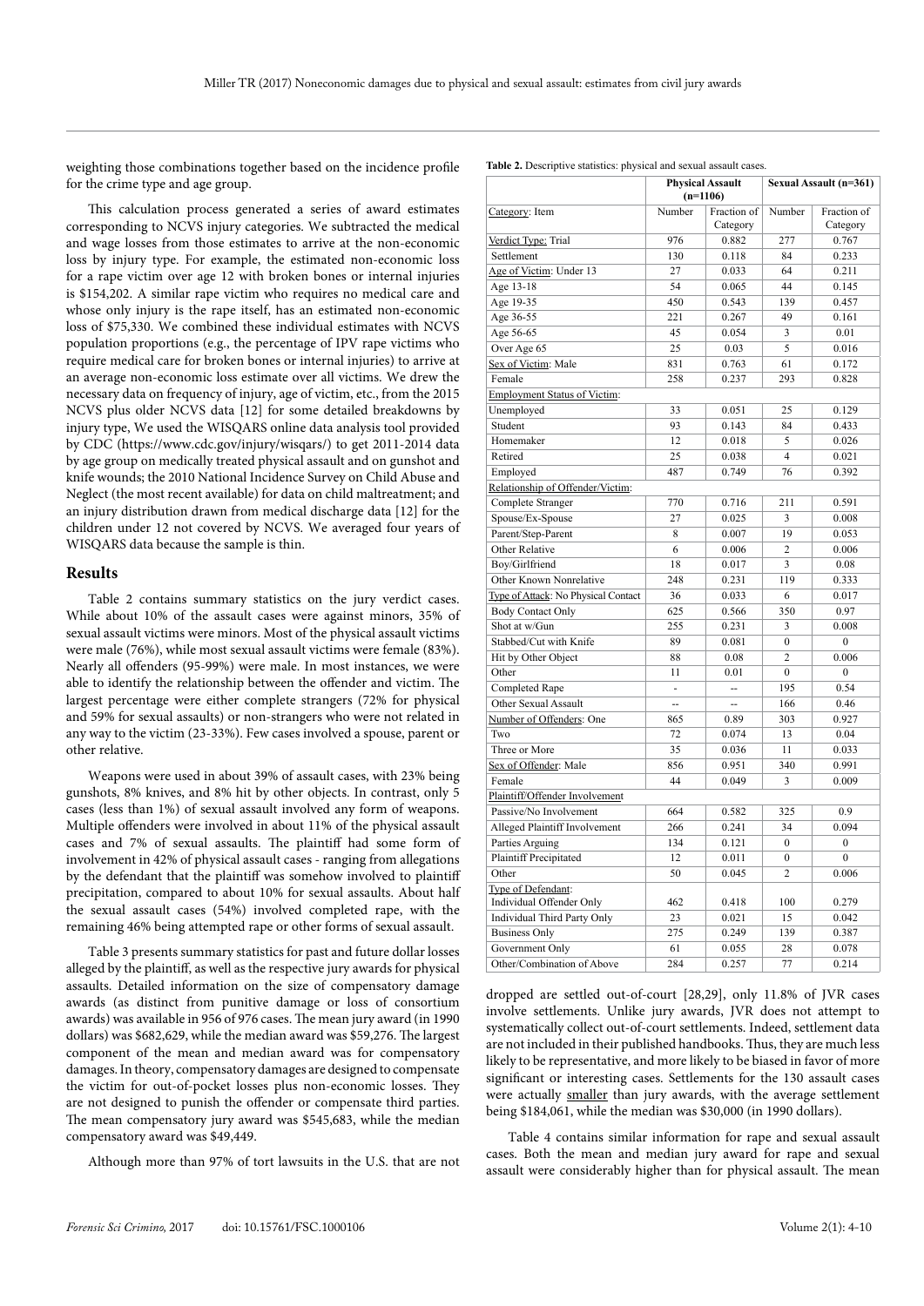weighting those combinations together based on the incidence profile for the crime type and age group.

This calculation process generated a series of award estimates corresponding to NCVS injury categories. We subtracted the medical and wage losses from those estimates to arrive at the non-economic loss by injury type. For example, the estimated non-economic loss for a rape victim over age 12 with broken bones or internal injuries is $154,202. A similar rape victim who requires no medical care and whose only injury is the rape itself, has an estimated non-economic loss of $75,330. We combined these individual estimates with NCVS population proportions (e.g., the percentage of IPV rape victims who require medical care for broken bones or internal injuries) to arrive at an average non-economic loss estimate over all victims. We drew the necessary data on frequency of injury, age of victim, etc., from the 2015 NCVS plus older NCVS data [12] for some detailed breakdowns by injury type, We used the WISQARS online data analysis tool provided by CDC (https://www.cdc.gov/injury/wisqars/) to get 2011-2014 data by age group on medically treated physical assault and on gunshot and knife wounds; the 2010 National Incidence Survey on Child Abuse and Neglect (the most recent available) for data on child maltreatment; and an injury distribution drawn from medical discharge data [12] for the children under 12 not covered by NCVS. We averaged four years of WISQARS data because the sample is thin.

## Results

Table 2 contains summary statistics on the jury verdict cases. While about 10% of the assault cases were against minors, 35% of sexual assault victims were minors. Most of the physical assault victims were male (76%), while most sexual assault victims were female (83%). Nearly all offenders (95-99%) were male. In most instances, we were able to identify the relationship between the offender and victim. The largest percentage were either complete strangers (72% for physical and 59% for sexual assaults) or non-strangers who were not related in any way to the victim (23-33%). Few cases involved a spouse, parent or other relative.

Weapons were used in about 39% of assault cases, with 23% being gunshots, 8% knives, and 8% hit by other objects. In contrast, only 5 cases (less than 1%) of sexual assault involved any form of weapons. Multiple offenders were involved in about 11% of the physical assault cases and 7% of sexual assaults. The plaintiff had some form of involvement in 42% of physical assault cases - ranging from allegations by the defendant that the plaintiff was somehow involved to plaintiff precipitation, compared to about 10% for sexual assaults. About half the sexual assault cases (54%) involved completed rape, with the remaining 46% being attempted rape or other forms of sexual assault.

Table 3 presents summary statistics for past and future dollar losses alleged by the plaintiff, as well as the respective jury awards for physical assaults. Detailed information on the size of compensatory damage awards (as distinct from punitive damage or loss of consortium awards) was available in 956 of 976 cases. The mean jury award (in 1990 dollars) was $682,629, while the median award was $59,276. The largest component of the mean and median award was for compensatory damages. In theory, compensatory damages are designed to compensate the victim for out-of-pocket losses plus non-economic losses. They are not designed to punish the offender or compensate third parties. The mean compensatory jury award was $545,683, while the median compensatory award was $49,449.

Although more than 97% of tort lawsuits in the U.S. that are not dropped are settled out-of-court [28,29], only 11.8% of JVR cases involve settlements. Unlike jury awards, JVR does not attempt to systematically collect out-of-court settlements. Indeed, settlement data are not included in their published handbooks. Thus, they are much less likely to be representative, and more likely to be biased in favor of more significant or interesting cases. Settlements for the 130 assault cases were actually smaller than jury awards, with the average settlement being $184,061, while the median was $30,000 (in 1990 dollars).

Table 4 contains similar information for rape and sexual assault cases. Both the mean and median jury award for rape and sexual assault were considerably higher than for physical assault. The mean

**Table 2.** Descriptive statistics: physical and sexual assault cases.

| | Physical Assault (n=1106) | | Sexual Assault (n=361) | |
|---|---|---|---|---|
| Category: Item | Number | Fraction of Category | Number | Fraction of Category |
| Verdict Type: Trial | 976 | 0.882 | 277 | 0.767 |
| Settlement | 130 | 0.118 | 84 | 0.233 |
| Age of Victim: Under 13 | 27 | 0.033 | 64 | 0.211 |
| Age 13-18 | 54 | 0.065 | 44 | 0.145 |
| Age 19-35 | 450 | 0.543 | 139 | 0.457 |
| Age 36-55 | 221 | 0.267 | 49 | 0.161 |
| Age 56-65 | 45 | 0.054 | 3 | 0.01 |
| Over Age 65 | 25 | 0.03 | 5 | 0.016 |
| Sex of Victim: Male | 831 | 0.763 | 61 | 0.172 |
| Female | 258 | 0.237 | 293 | 0.828 |
| Employment Status of Victim: | | | | |
| Unemployed | 33 | 0.051 | 25 | 0.129 |
| Student | 93 | 0.143 | 84 | 0.433 |
| Homemaker | 12 | 0.018 | 5 | 0.026 |
| Retired | 25 | 0.038 | 4 | 0.021 |
| Employed | 487 | 0.749 | 76 | 0.392 |
| Relationship of Offender/Victim: | | | | |
| Complete Stranger | 770 | 0.716 | 211 | 0.591 |
| Spouse/Ex-Spouse | 27 | 0.025 | 3 | 0.008 |
| Parent/Step-Parent | 8 | 0.007 | 19 | 0.053 |
| Other Relative | 6 | 0.006 | 2 | 0.006 |
| Boy/Girlfriend | 18 | 0.017 | 3 | 0.08 |
| Other Known Nonrelative | 248 | 0.231 | 119 | 0.333 |
| Type of Attack: No Physical Contact | 36 | 0.033 | 6 | 0.017 |
| Body Contact Only | 625 | 0.566 | 350 | 0.97 |
| Shot at w/Gun | 255 | 0.231 | 3 | 0.008 |
| Stabbed/Cut with Knife | 89 | 0.081 | 0 | 0 |
| Hit by Other Object | 88 | 0.08 | 2 | 0.006 |
| Other | 11 | 0.01 | 0 | 0 |
| Completed Rape | - | -- | 195 | 0.54 |
| Other Sexual Assault | -- | -- | 166 | 0.46 |
| Number of Offenders: One | 865 | 0.89 | 303 | 0.927 |
| Two | 72 | 0.074 | 13 | 0.04 |
| Three or More | 35 | 0.036 | 11 | 0.033 |
| Sex of Offender: Male | 856 | 0.951 | 340 | 0.991 |
| Female | 44 | 0.049 | 3 | 0.009 |
| Plaintiff/Offender Involvement | | | | |
| Passive/No Involvement | 664 | 0.582 | 325 | 0.9 |
| Alleged Plaintiff Involvement | 266 | 0.241 | 34 | 0.094 |
| Parties Arguing | 134 | 0.121 | 0 | 0 |
| Plaintiff Precipitated | 12 | 0.011 | 0 | 0 |
| Other | 50 | 0.045 | 2 | 0.006 |
| Type of Defendant: Individual Offender Only | 462 | 0.418 | 100 | 0.279 |
| Individual Third Party Only | 23 | 0.021 | 15 | 0.042 |
| Business Only | 275 | 0.249 | 139 | 0.387 |
| Government Only | 61 | 0.055 | 28 | 0.078 |
| Other/Combination of Above | 284 | 0.257 | 77 | 0.214 |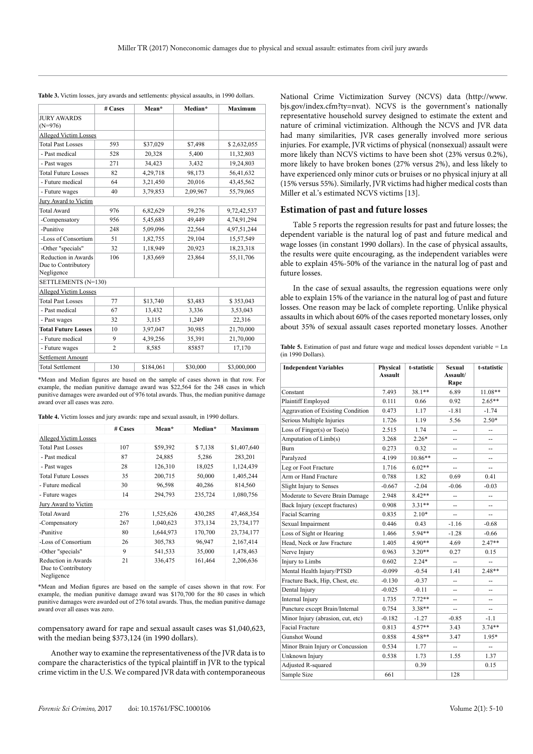**Table 3.** Victim losses, jury awards and settlements: physical assaults, in 1990 dollars.

| | # Cases | Mean* | Median* | Maximum |
|---|---|---|---|---|
| JURY AWARDS (N=976) | | | | |
| Alleged Victim Losses | | | | |
| Total Past Losses | 593 | $37,029 | $7,498 | $ 2,632,055 |
| - Past medical | 528 | 20,328 | 5,400 | 11,32,803 |
| - Past wages | 271 | 34,423 | 3,432 | 19,24,803 |
| Total Future Losses | 82 | 4,29,718 | 98,173 | 56,41,632 |
| - Future medical | 64 | 3,21,450 | 20,016 | 43,45,562 |
| - Future wages | 40 | 3,79,853 | 2,09,967 | 55,79,065 |
| Jury Award to Victim | | | | |
| Total Award | 976 | 6,82,629 | 59,276 | 9,72,42,537 |
| -Compensatory | 956 | 5,45,683 | 49,449 | 4,74,91,294 |
| -Punitive | 248 | 5,09,096 | 22,564 | 4,97,51,244 |
| -Loss of Consortium | 51 | 1,82,755 | 29,104 | 15,57,549 |
| -Other "specials" | 32 | 1,18,949 | 20,923 | 18,23,318 |
| Reduction in Awards Due to Contributory Negligence | 106 | 1,83,669 | 23,864 | 55,11,706 |
| SETTLEMENTS (N=130) | | | | |
| Alleged Victim Losses | | | | |
| Total Past Losses | 77 | $13,740 | $3,483 | $ 353,043 |
| - Past medical | 67 | 13,432 | 3,336 | 3,53,043 |
| - Past wages | 32 | 3,115 | 1,249 | 22,316 |
| **Total Future Losses** | 10 | 3,97,047 | 30,985 | 21,70,000 |
| - Future medical | 9 | 4,39,256 | 35,391 | 21,70,000 |
| - Future wages | 2 | 8,585 | 85857 | 17,170 |
| Settlement Amount | | | | |
| Total Settlement | 130 | $184,061 | $30,000 | $3,000,000 |

*Mean and Median figures are based on the sample of cases shown in that row. For example, the median punitive damage award was $22,564 for the 248 cases in which punitive damages were awarded out of 976 total awards. Thus, the median punitive damage award over all eases was zero.

**Table 4.** Victim losses and jury awards: rape and sexual assault, in 1990 dollars.

| | # Cases | Mean* | Median* | Maximum |
|---|---|---|---|---|
| Alleged Victim Losses | | | | |
| Total Past Losses | 107 | $59,392 | $ 7,138 | $1,407,640 |
| - Past medical | 87 | 24,885 | 5,286 | 283,201 |
| - Past wages | 28 | 126,310 | 18,025 | 1,124,439 |
| Total Future Losses | 35 | 200,715 | 50,000 | 1,405,244 |
| - Future medical | 30 | 96,598 | 40,286 | 814,560 |
| - Future wages | 14 | 294,793 | 235,724 | 1,080,756 |
| Jury Award to Victim | | | | |
| Total Award | 276 | 1,525,626 | 430,285 | 47,468,354 |
| -Compensatory | 267 | 1,040,623 | 373,134 | 23,734,177 |
| -Punitive | 80 | 1,644,973 | 170,700 | 23,734,177 |
| -Loss of Consortium | 26 | 305,783 | 96,947 | 2,167,414 |
| -Other "specials" | 9 | 541,533 | 35,000 | 1,478,463 |
| Reduction in Awards Due to Contributory Negligence | 21 | 336,475 | 161,464 | 2,206,636 |

*Mean and Median figures are based on the sample of cases shown in that row. For example, the median punitive damage award was $170,700 for the 80 cases in which punitive damages were awarded out of 276 total awards. Thus, the median punitive damage award over all eases was zero.

compensatory award for rape and sexual assault cases was $1,040,623, with the median being $373,124 (in 1990 dollars).

Another way to examine the representativeness of the JVR data is to compare the characteristics of the typical plaintiff in JVR to the typical crime victim in the U.S. We compared JVR data with contemporaneous National Crime Victimization Survey (NCVS) data (http://www.bjs.gov/index.cfm?ty=nvat). NCVS is the government's nationally representative household survey designed to estimate the extent and nature of criminal victimization. Although the NCVS and JVR data had many similarities, JVR cases generally involved more serious injuries. For example, JVR victims of physical (nonsexual) assault were more likely than NCVS victims to have been shot (23% versus 0.2%), more likely to have broken bones (27% versus 2%), and less likely to have experienced only minor cuts or bruises or no physical injury at all (15% versus 55%). Similarly, JVR victims had higher medical costs than Miller et al.'s estimated NCVS victims [13].

## Estimation of past and future losses

Table 5 reports the regression results for past and future losses; the dependent variable is the natural log of past and future medical and wage losses (in constant 1990 dollars). In the case of physical assaults, the results were quite encouraging, as the independent variables were able to explain 45%-50% of the variance in the natural log of past and future losses.

In the case of sexual assaults, the regression equations were only able to explain 15% of the variance in the natural log of past and future losses. One reason may be lack of complete reporting. Unlike physical assaults in which about 60% of the cases reported monetary losses, only about 35% of sexual assault cases reported monetary losses. Another

**Table 5.** Estimation of past and future wage and medical losses dependent variable = Ln (in 1990 Dollars).

| Independent Variables | Physical Assault | t-statistic | Sexual Assault/ Rape | t-statistic |
|---|---|---|---|---|
| Constant | 7.493 | 38.1** | 6.89 | 11.08** |
| Plaintiff Employed | 0.111 | 0.66 | 0.92 | 2.65** |
| Aggravation of Existing Condition | 0.473 | 1.17 | -1.81 | -1.74 |
| Serious Multiple Injuries | 1.726 | 1.19 | 5.56 | 2.50* |
| Loss of Finger(s) or Toe(s) | 2.515 | 1.74 | -- | -- |
| Amputation of Limb(s) | 3.268 | 2.26* | -- | -- |
| Burn | 0.273 | 0.32 | -- | -- |
| Paralyzed | 4.199 | 10.86** | -- | -- |
| Leg or Foot Fracture | 1.716 | 6.02** | -- | -- |
| Arm or Hand Fracture | 0.788 | 1.82 | 0.69 | 0.41 |
| Slight Injury to Senses | -0.667 | -2.04 | -0.06 | -0.03 |
| Moderate to Severe Brain Damage | 2.948 | 8.42** | -- | -- |
| Back Injury (except fractures) | 0.908 | 3.31** | -- | -- |
| Facial Scarring | 0.835 | 2.10* | -- | -- |
| Sexual Impairment | 0.446 | 0.43 | -1.16 | -0.68 |
| Loss of Sight or Hearing | 1.466 | 5.94** | -1.28 | -0.66 |
| Head, Neck or Jaw Fracture | 1.405 | 4.90** | 4.69 | 2.47** |
| Nerve Injury | 0.963 | 3.20** | 0.27 | 0.15 |
| Injury to Limbs | 0.602 | 2.24* | -- | -- |
| Mental Health Injury/PTSD | -0.099 | -0.54 | 1.41 | 2.48** |
| Fracture Back, Hip, Chest, etc. | -0.130 | -0.37 | -- | -- |
| Dental Injury | -0.025 | -0.11 | -- | -- |
| Internal Injury | 1.735 | 7.72** | -- | -- |
| Puncture except Brain/Internal | 0.754 | 3.38** | -- | -- |
| Minor Injury (abrasion, cut, etc) | -0.182 | -1.27 | -0.85 | -1.1 |
| Facial Fracture | 0.813 | 4.57** | 3.43 | 3.74** |
| Gunshot Wound | 0.858 | 4.58** | 3.47 | 1.95* |
| Minor Brain Injury or Concussion | 0.534 | 1.77 | -- | -- |
| Unknown Injury | 0.538 | 1.73 | 1.55 | 1.37 |
| Adjusted R-squared | | 0.39 | | 0.15 |
| Sample Size | 661 | | 128 | |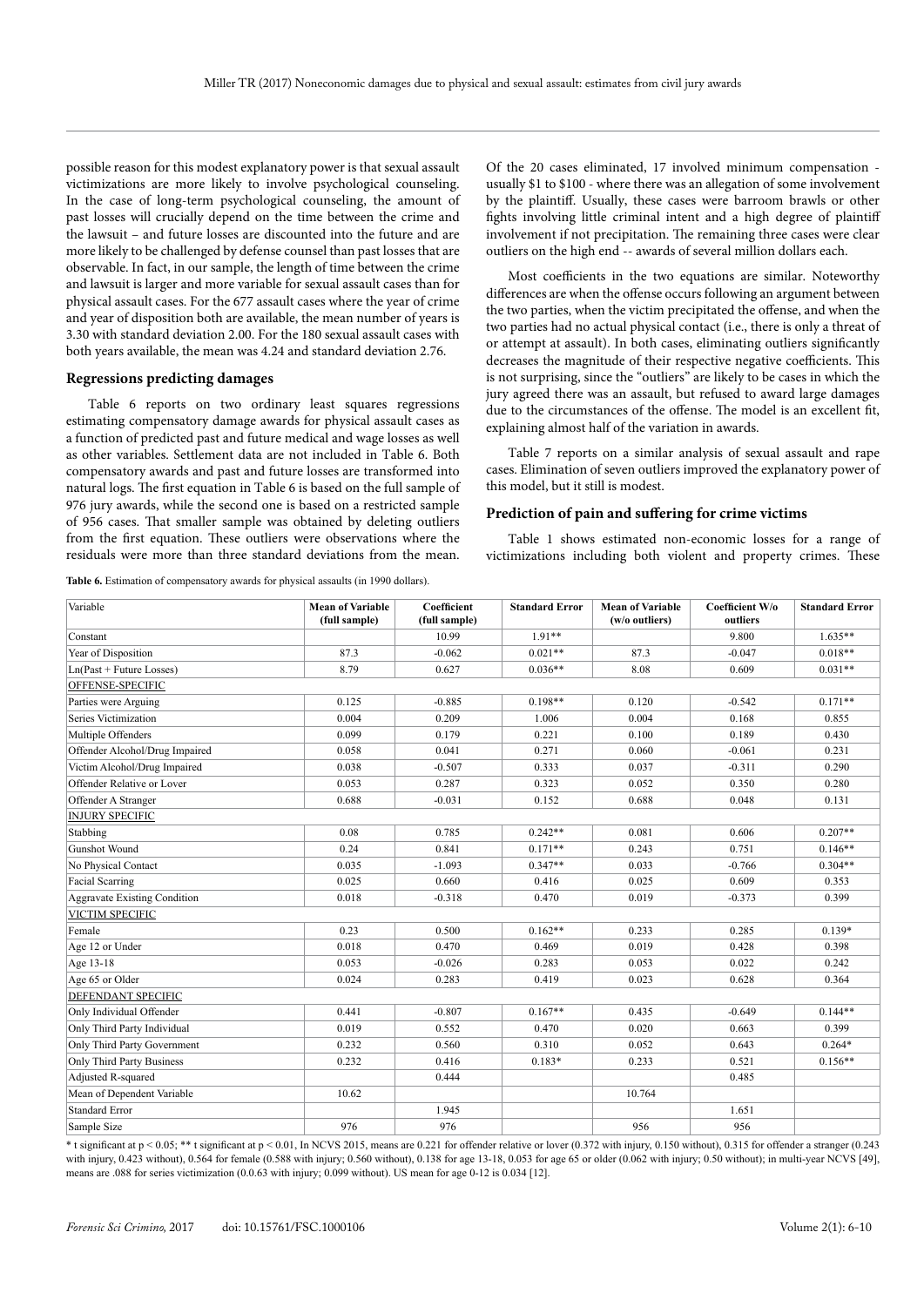possible reason for this modest explanatory power is that sexual assault victimizations are more likely to involve psychological counseling. In the case of long-term psychological counseling, the amount of past losses will crucially depend on the time between the crime and the lawsuit – and future losses are discounted into the future and are more likely to be challenged by defense counsel than past losses that are observable. In fact, in our sample, the length of time between the crime and lawsuit is larger and more variable for sexual assault cases than for physical assault cases. For the 677 assault cases where the year of crime and year of disposition both are available, the mean number of years is 3.30 with standard deviation 2.00. For the 180 sexual assault cases with both years available, the mean was 4.24 and standard deviation 2.76.

### Regressions predicting damages

Table 6 reports on two ordinary least squares regressions estimating compensatory damage awards for physical assault cases as a function of predicted past and future medical and wage losses as well as other variables. Settlement data are not included in Table 6. Both compensatory awards and past and future losses are transformed into natural logs. The first equation in Table 6 is based on the full sample of 976 jury awards, while the second one is based on a restricted sample of 956 cases. That smaller sample was obtained by deleting outliers from the first equation. These outliers were observations where the residuals were more than three standard deviations from the mean. Of the 20 cases eliminated, 17 involved minimum compensation - usually $1 to $100 - where there was an allegation of some involvement by the plaintiff. Usually, these cases were barroom brawls or other fights involving little criminal intent and a high degree of plaintiff involvement if not precipitation. The remaining three cases were clear outliers on the high end -- awards of several million dollars each.

Most coefficients in the two equations are similar. Noteworthy differences are when the offense occurs following an argument between the two parties, when the victim precipitated the offense, and when the two parties had no actual physical contact (i.e., there is only a threat of or attempt at assault). In both cases, eliminating outliers significantly decreases the magnitude of their respective negative coefficients. This is not surprising, since the "outliers" are likely to be cases in which the jury agreed there was an assault, but refused to award large damages due to the circumstances of the offense. The model is an excellent fit, explaining almost half of the variation in awards.

Table 7 reports on a similar analysis of sexual assault and rape cases. Elimination of seven outliers improved the explanatory power of this model, but it still is modest.

### Prediction of pain and suffering for crime victims

Table 1 shows estimated non-economic losses for a range of victimizations including both violent and property crimes. These

**Table 6.** Estimation of compensatory awards for physical assaults (in 1990 dollars).

| Variable | Mean of Variable (full sample) | Coefficient (full sample) | Standard Error | Mean of Variable (w/o outliers) | Coefficient W/o outliers | Standard Error |
|---|---|---|---|---|---|---|
| Constant | | 10.99 | 1.91** | | 9.800 | 1.635** |
| Year of Disposition | 87.3 | -0.062 | 0.021** | 87.3 | -0.047 | 0.018** |
| Ln(Past + Future Losses) | 8.79 | 0.627 | 0.036** | 8.08 | 0.609 | 0.031** |
| OFFENSE-SPECIFIC | | | | | | |
| Parties were Arguing | 0.125 | -0.885 | 0.198** | 0.120 | -0.542 | 0.171** |
| Series Victimization | 0.004 | 0.209 | 1.006 | 0.004 | 0.168 | 0.855 |
| Multiple Offenders | 0.099 | 0.179 | 0.221 | 0.100 | 0.189 | 0.430 |
| Offender Alcohol/Drug Impaired | 0.058 | 0.041 | 0.271 | 0.060 | -0.061 | 0.231 |
| Victim Alcohol/Drug Impaired | 0.038 | -0.507 | 0.333 | 0.037 | -0.311 | 0.290 |
| Offender Relative or Lover | 0.053 | 0.287 | 0.323 | 0.052 | 0.350 | 0.280 |
| Offender A Stranger | 0.688 | -0.031 | 0.152 | 0.688 | 0.048 | 0.131 |
| INJURY SPECIFIC | | | | | | |
| Stabbing | 0.08 | 0.785 | 0.242** | 0.081 | 0.606 | 0.207** |
| Gunshot Wound | 0.24 | 0.841 | 0.171** | 0.243 | 0.751 | 0.146** |
| No Physical Contact | 0.035 | -1.093 | 0.347** | 0.033 | -0.766 | 0.304** |
| Facial Scarring | 0.025 | 0.660 | 0.416 | 0.025 | 0.609 | 0.353 |
| Aggravate Existing Condition | 0.018 | -0.318 | 0.470 | 0.019 | -0.373 | 0.399 |
| VICTIM SPECIFIC | | | | | | |
| Female | 0.23 | 0.500 | 0.162** | 0.233 | 0.285 | 0.139* |
| Age 12 or Under | 0.018 | 0.470 | 0.469 | 0.019 | 0.428 | 0.398 |
| Age 13-18 | 0.053 | -0.026 | 0.283 | 0.053 | 0.022 | 0.242 |
| Age 65 or Older | 0.024 | 0.283 | 0.419 | 0.023 | 0.628 | 0.364 |
| DEFENDANT SPECIFIC | | | | | | |
| Only Individual Offender | 0.441 | -0.807 | 0.167** | 0.435 | -0.649 | 0.144** |
| Only Third Party Individual | 0.019 | 0.552 | 0.470 | 0.020 | 0.663 | 0.399 |
| Only Third Party Government | 0.232 | 0.560 | 0.310 | 0.052 | 0.643 | 0.264* |
| Only Third Party Business | 0.232 | 0.416 | 0.183* | 0.233 | 0.521 | 0.156** |
| Adjusted R-squared | | 0.444 | | | 0.485 | |
| Mean of Dependent Variable | 10.62 | | | 10.764 | | |
| Standard Error | | 1.945 | | | 1.651 | |
| Sample Size | 976 | 976 | | 956 | 956 | |

* t significant at $p < 0.05$; ** t significant at $p < 0.01$, In NCVS 2015, means are 0.221 for offender relative or lover (0.372 with injury, 0.150 without), 0.315 for offender a stranger (0.243 with injury, 0.423 without), 0.564 for female (0.588 with injury; 0.560 without), 0.138 for age 13-18, 0.053 for age 65 or older (0.062 with injury; 0.50 without); in multi-year NCVS [49], means are .088 for series victimization (0.0.63 with injury; 0.099 without). US mean for age 0-12 is 0.034 [12].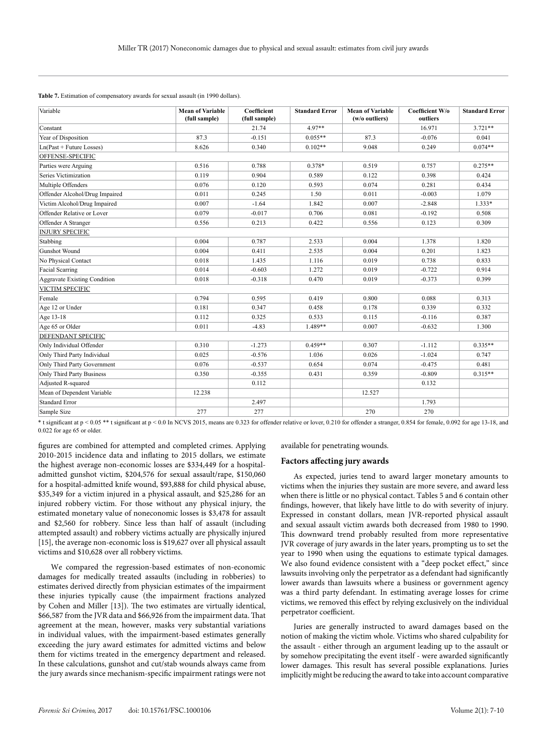**Table 7.** Estimation of compensatory awards for sexual assault (in 1990 dollars).

| Variable | Mean of Variable (full sample) | Coefficient (full sample) | Standard Error | Mean of Variable (w/o outliers) | Coefficient W/o outliers | Standard Error |
|---|---|---|---|---|---|---|
| Constant | | 21.74 | 4.97** | | 16.971 | 3.721** |
| Year of Disposition | 87.3 | -0.151 | 0.055** | 87.3 | -0.076 | 0.041 |
| Ln(Past + Future Losses) | 8.626 | 0.340 | 0.102** | 9.048 | 0.249 | 0.074** |
| OFFENSE-SPECIFIC | | | | | | |
| Parties were Arguing | 0.516 | 0.788 | 0.378* | 0.519 | 0.757 | 0.275** |
| Series Victimization | 0.119 | 0.904 | 0.589 | 0.122 | 0.398 | 0.424 |
| Multiple Offenders | 0.076 | 0.120 | 0.593 | 0.074 | 0.281 | 0.434 |
| Offender Alcohol/Drug Impaired | 0.011 | 0.245 | 1.50 | 0.011 | -0.003 | 1.079 |
| Victim Alcohol/Drug Impaired | 0.007 | -1.64 | 1.842 | 0.007 | -2.848 | 1.333* |
| Offender Relative or Lover | 0.079 | -0.017 | 0.706 | 0.081 | -0.192 | 0.508 |
| Offender A Stranger | 0.556 | 0.213 | 0.422 | 0.556 | 0.123 | 0.309 |
| INJURY SPECIFIC | | | | | | |
| Stabbing | 0.004 | 0.787 | 2.533 | 0.004 | 1.378 | 1.820 |
| Gunshot Wound | 0.004 | 0.411 | 2.535 | 0.004 | 0.201 | 1.823 |
| No Physical Contact | 0.018 | 1.435 | 1.116 | 0.019 | 0.738 | 0.833 |
| Facial Scarring | 0.014 | -0.603 | 1.272 | 0.019 | -0.722 | 0.914 |
| Aggravate Existing Condition | 0.018 | -0.318 | 0.470 | 0.019 | -0.373 | 0.399 |
| VICTIM SPECIFIC | | | | | | |
| Female | 0.794 | 0.595 | 0.419 | 0.800 | 0.088 | 0.313 |
| Age 12 or Under | 0.181 | 0.347 | 0.458 | 0.178 | 0.339 | 0.332 |
| Age 13-18 | 0.112 | 0.325 | 0.533 | 0.115 | -0.116 | 0.387 |
| Age 65 or Older | 0.011 | -4.83 | 1.489** | 0.007 | -0.632 | 1.300 |
| DEFENDANT SPECIFIC | | | | | | |
| Only Individual Offender | 0.310 | -1.273 | 0.459** | 0.307 | -1.112 | 0.335** |
| Only Third Party Individual | 0.025 | -0.576 | 1.036 | 0.026 | -1.024 | 0.747 |
| Only Third Party Government | 0.076 | -0.537 | 0.654 | 0.074 | -0.475 | 0.481 |
| Only Third Party Business | 0.350 | -0.355 | 0.431 | 0.359 | -0.809 | 0.315** |
| Adjusted R-squared | | 0.112 | | | 0.132 | |
| Mean of Dependent Variable | 12.238 | | | 12.527 | | |
| Standard Error | | 2.497 | | | 1.793 | |
| Sample Size | 277 | 277 | | 270 | 270 | |

* t significant at $p < 0.05$ ** t significant at $p < 0.0$ In NCVS 2015, means are 0.323 for offender relative or lover, 0.210 for offender a stranger, 0.854 for female, 0.092 for age 13-18, and 0.022 for age 65 or older.

figures are combined for attempted and completed crimes. Applying 2010-2015 incidence data and inflating to 2015 dollars, we estimate the highest average non-economic losses are $334,449 for a hospital-admitted gunshot victim, $204,576 for sexual assault/rape, $150,060 for a hospital-admitted knife wound, $93,888 for child physical abuse, $35,349 for a victim injured in a physical assault, and $25,286 for an injured robbery victim. For those without any physical injury, the estimated monetary value of noneconomic losses is $3,478 for assault and $2,560 for robbery. Since less than half of assault (including attempted assault) and robbery victims actually are physically injured [15], the average non-economic loss is $19,627 over all physical assault victims and $10,628 over all robbery victims.

We compared the regression-based estimates of non-economic damages for medically treated assaults (including in robberies) to estimates derived directly from physician estimates of the impairment these injuries typically cause (the impairment fractions analyzed by Cohen and Miller [13]). The two estimates are virtually identical, $66,587 from the JVR data and $66,926 from the impairment data. That agreement at the mean, however, masks very substantial variations in individual values, with the impairment-based estimates generally exceeding the jury award estimates for admitted victims and below them for victims treated in the emergency department and released. In these calculations, gunshot and cut/stab wounds always came from the jury awards since mechanism-specific impairment ratings were not available for penetrating wounds.

### Factors affecting jury awards

As expected, juries tend to award larger monetary amounts to victims when the injuries they sustain are more severe, and award less when there is little or no physical contact. Tables 5 and 6 contain other findings, however, that likely have little to do with severity of injury. Expressed in constant dollars, mean JVR-reported physical assault and sexual assault victim awards both decreased from 1980 to 1990. This downward trend probably resulted from more representative JVR coverage of jury awards in the later years, prompting us to set the year to 1990 when using the equations to estimate typical damages. We also found evidence consistent with a "deep pocket effect," since lawsuits involving only the perpetrator as a defendant had significantly lower awards than lawsuits where a business or government agency was a third party defendant. In estimating average losses for crime victims, we removed this effect by relying exclusively on the individual perpetrator coefficient.

Juries are generally instructed to award damages based on the notion of making the victim whole. Victims who shared culpability for the assault - either through an argument leading up to the assault or by somehow precipitating the event itself - were awarded significantly lower damages. This result has several possible explanations. Juries implicitly might be reducing the award to take into account comparative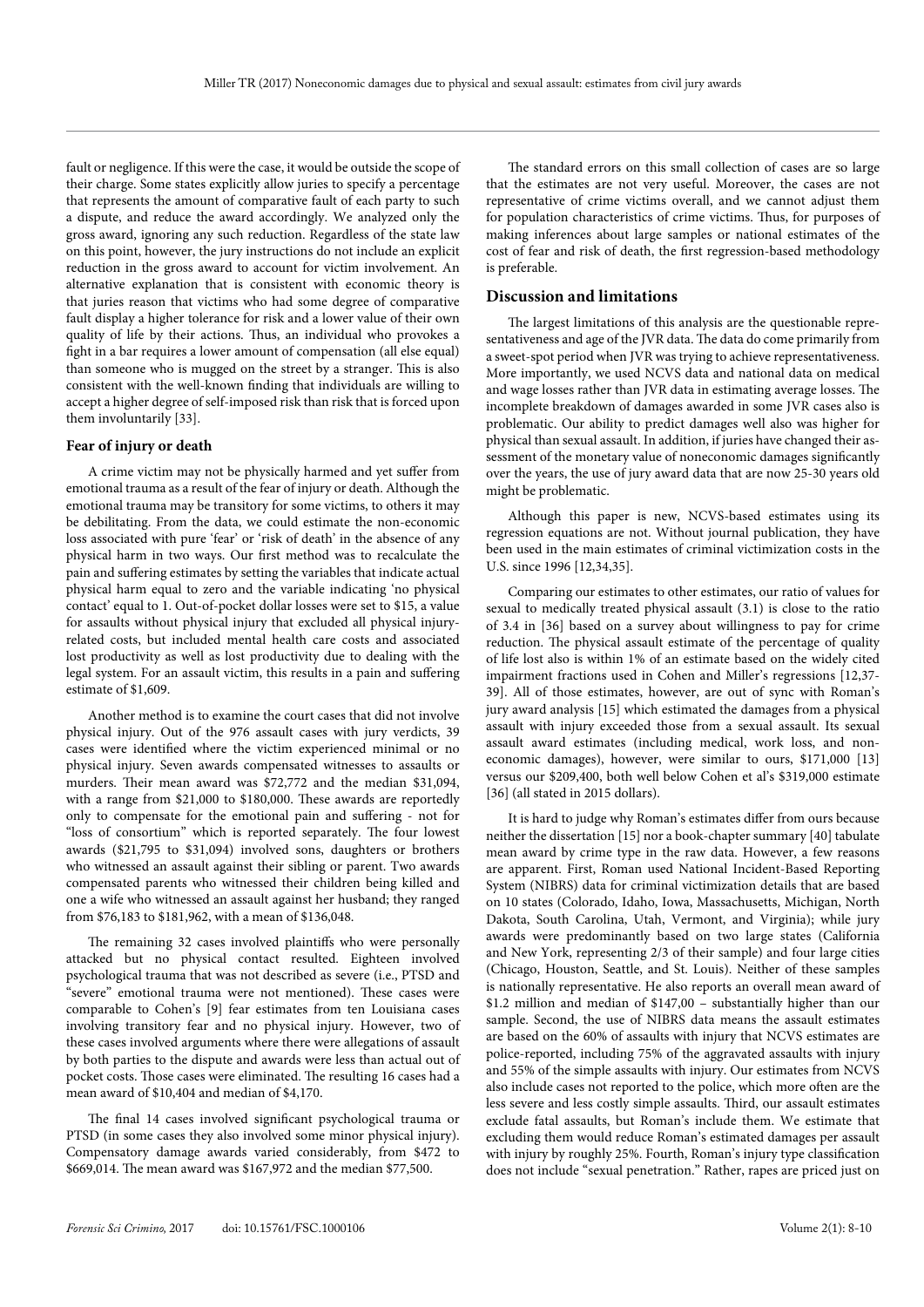fault or negligence. If this were the case, it would be outside the scope of their charge. Some states explicitly allow juries to specify a percentage that represents the amount of comparative fault of each party to such a dispute, and reduce the award accordingly. We analyzed only the gross award, ignoring any such reduction. Regardless of the state law on this point, however, the jury instructions do not include an explicit reduction in the gross award to account for victim involvement. An alternative explanation that is consistent with economic theory is that juries reason that victims who had some degree of comparative fault display a higher tolerance for risk and a lower value of their own quality of life by their actions. Thus, an individual who provokes a fight in a bar requires a lower amount of compensation (all else equal) than someone who is mugged on the street by a stranger. This is also consistent with the well-known finding that individuals are willing to accept a higher degree of self-imposed risk than risk that is forced upon them involuntarily [33].

### Fear of injury or death

A crime victim may not be physically harmed and yet suffer from emotional trauma as a result of the fear of injury or death. Although the emotional trauma may be transitory for some victims, to others it may be debilitating. From the data, we could estimate the non-economic loss associated with pure 'fear' or 'risk of death' in the absence of any physical harm in two ways. Our first method was to recalculate the pain and suffering estimates by setting the variables that indicate actual physical harm equal to zero and the variable indicating 'no physical contact' equal to 1. Out-of-pocket dollar losses were set to $15, a value for assaults without physical injury that excluded all physical injury-related costs, but included mental health care costs and associated lost productivity as well as lost productivity due to dealing with the legal system. For an assault victim, this results in a pain and suffering estimate of $1,609.

Another method is to examine the court cases that did not involve physical injury. Out of the 976 assault cases with jury verdicts, 39 cases were identified where the victim experienced minimal or no physical injury. Seven awards compensated witnesses to assaults or murders. Their mean award was $72,772 and the median $31,094, with a range from $21,000 to $180,000. These awards are reportedly only to compensate for the emotional pain and suffering - not for "loss of consortium" which is reported separately. The four lowest awards ($21,795 to $31,094) involved sons, daughters or brothers who witnessed an assault against their sibling or parent. Two awards compensated parents who witnessed their children being killed and one a wife who witnessed an assault against her husband; they ranged from $76,183 to $181,962, with a mean of $136,048.

The remaining 32 cases involved plaintiffs who were personally attacked but no physical contact resulted. Eighteen involved psychological trauma that was not described as severe (i.e., PTSD and "severe" emotional trauma were not mentioned). These cases were comparable to Cohen's [9] fear estimates from ten Louisiana cases involving transitory fear and no physical injury. However, two of these cases involved arguments where there were allegations of assault by both parties to the dispute and awards were less than actual out of pocket costs. Those cases were eliminated. The resulting 16 cases had a mean award of $10,404 and median of $4,170.

The final 14 cases involved significant psychological trauma or PTSD (in some cases they also involved some minor physical injury). Compensatory damage awards varied considerably, from $472 to $669,014. The mean award was $167,972 and the median $77,500.

The standard errors on this small collection of cases are so large that the estimates are not very useful. Moreover, the cases are not representative of crime victims overall, and we cannot adjust them for population characteristics of crime victims. Thus, for purposes of making inferences about large samples or national estimates of the cost of fear and risk of death, the first regression-based methodology is preferable.

## Discussion and limitations

The largest limitations of this analysis are the questionable representativeness and age of the JVR data. The data do come primarily from a sweet-spot period when JVR was trying to achieve representativeness. More importantly, we used NCVS data and national data on medical and wage losses rather than JVR data in estimating average losses. The incomplete breakdown of damages awarded in some JVR cases also is problematic. Our ability to predict damages well also was higher for physical than sexual assault. In addition, if juries have changed their assessment of the monetary value of noneconomic damages significantly over the years, the use of jury award data that are now 25-30 years old might be problematic.

Although this paper is new, NCVS-based estimates using its regression equations are not. Without journal publication, they have been used in the main estimates of criminal victimization costs in the U.S. since 1996 [12,34,35].

Comparing our estimates to other estimates, our ratio of values for sexual to medically treated physical assault (3.1) is close to the ratio of 3.4 in [36] based on a survey about willingness to pay for crime reduction. The physical assault estimate of the percentage of quality of life lost also is within 1% of an estimate based on the widely cited impairment fractions used in Cohen and Miller's regressions [12,37-39]. All of those estimates, however, are out of sync with Roman's jury award analysis [15] which estimated the damages from a physical assault with injury exceeded those from a sexual assault. Its sexual assault award estimates (including medical, work loss, and non-economic damages), however, were similar to ours, $171,000 [13] versus our $209,400, both well below Cohen et al's $319,000 estimate [36] (all stated in 2015 dollars).

It is hard to judge why Roman's estimates differ from ours because neither the dissertation [15] nor a book-chapter summary [40] tabulate mean award by crime type in the raw data. However, a few reasons are apparent. First, Roman used National Incident-Based Reporting System (NIBRS) data for criminal victimization details that are based on 10 states (Colorado, Idaho, Iowa, Massachusetts, Michigan, North Dakota, South Carolina, Utah, Vermont, and Virginia); while jury awards were predominantly based on two large states (California and New York, representing 2/3 of their sample) and four large cities (Chicago, Houston, Seattle, and St. Louis). Neither of these samples is nationally representative. He also reports an overall mean award of $1.2 million and median of $147,00 – substantially higher than our sample. Second, the use of NIBRS data means the assault estimates are based on the 60% of assaults with injury that NCVS estimates are police-reported, including 75% of the aggravated assaults with injury and 55% of the simple assaults with injury. Our estimates from NCVS also include cases not reported to the police, which more often are the less severe and less costly simple assaults. Third, our assault estimates exclude fatal assaults, but Roman's include them. We estimate that excluding them would reduce Roman's estimated damages per assault with injury by roughly 25%. Fourth, Roman's injury type classification does not include "sexual penetration." Rather, rapes are priced just on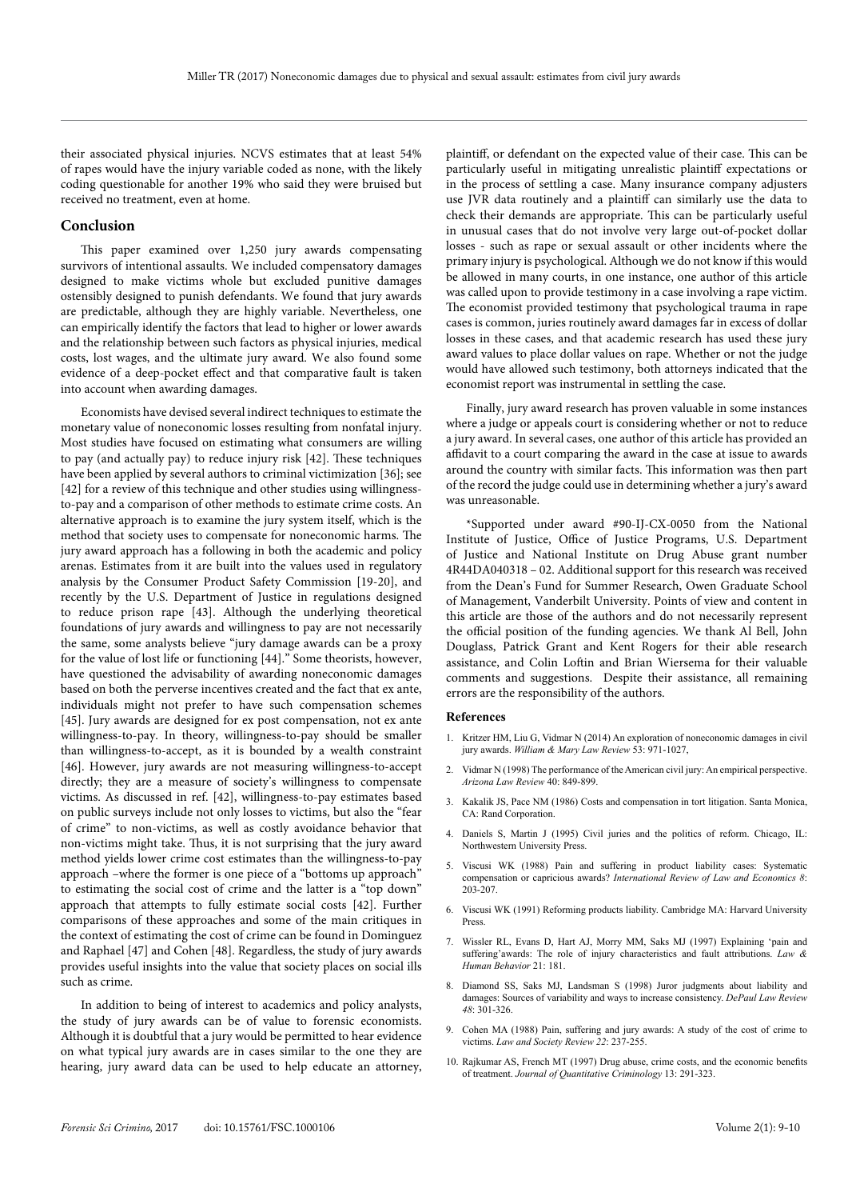their associated physical injuries. NCVS estimates that at least 54% of rapes would have the injury variable coded as none, with the likely coding questionable for another 19% who said they were bruised but received no treatment, even at home.

## Conclusion

This paper examined over 1,250 jury awards compensating survivors of intentional assaults. We included compensatory damages designed to make victims whole but excluded punitive damages ostensibly designed to punish defendants. We found that jury awards are predictable, although they are highly variable. Nevertheless, one can empirically identify the factors that lead to higher or lower awards and the relationship between such factors as physical injuries, medical costs, lost wages, and the ultimate jury award. We also found some evidence of a deep-pocket effect and that comparative fault is taken into account when awarding damages.

Economists have devised several indirect techniques to estimate the monetary value of noneconomic losses resulting from nonfatal injury. Most studies have focused on estimating what consumers are willing to pay (and actually pay) to reduce injury risk [42]. These techniques have been applied by several authors to criminal victimization [36]; see [42] for a review of this technique and other studies using willingness-to-pay and a comparison of other methods to estimate crime costs. An alternative approach is to examine the jury system itself, which is the method that society uses to compensate for noneconomic harms. The jury award approach has a following in both the academic and policy arenas. Estimates from it are built into the values used in regulatory analysis by the Consumer Product Safety Commission [19-20], and recently by the U.S. Department of Justice in regulations designed to reduce prison rape [43]. Although the underlying theoretical foundations of jury awards and willingness to pay are not necessarily the same, some analysts believe "jury damage awards can be a proxy for the value of lost life or functioning [44]." Some theorists, however, have questioned the advisability of awarding noneconomic damages based on both the perverse incentives created and the fact that ex ante, individuals might not prefer to have such compensation schemes [45]. Jury awards are designed for ex post compensation, not ex ante willingness-to-pay. In theory, willingness-to-pay should be smaller than willingness-to-accept, as it is bounded by a wealth constraint [46]. However, jury awards are not measuring willingness-to-accept directly; they are a measure of society's willingness to compensate victims. As discussed in ref. [42], willingness-to-pay estimates based on public surveys include not only losses to victims, but also the "fear of crime" to non-victims, as well as costly avoidance behavior that non-victims might take. Thus, it is not surprising that the jury award method yields lower crime cost estimates than the willingness-to-pay approach –where the former is one piece of a "bottoms up approach" to estimating the social cost of crime and the latter is a "top down" approach that attempts to fully estimate social costs [42]. Further comparisons of these approaches and some of the main critiques in the context of estimating the cost of crime can be found in Dominguez and Raphael [47] and Cohen [48]. Regardless, the study of jury awards provides useful insights into the value that society places on social ills such as crime.

In addition to being of interest to academics and policy analysts, the study of jury awards can be of value to forensic economists. Although it is doubtful that a jury would be permitted to hear evidence on what typical jury awards are in cases similar to the one they are hearing, jury award data can be used to help educate an attorney, plaintiff, or defendant on the expected value of their case. This can be particularly useful in mitigating unrealistic plaintiff expectations or in the process of settling a case. Many insurance company adjusters use JVR data routinely and a plaintiff can similarly use the data to check their demands are appropriate. This can be particularly useful in unusual cases that do not involve very large out-of-pocket dollar losses - such as rape or sexual assault or other incidents where the primary injury is psychological. Although we do not know if this would be allowed in many courts, in one instance, one author of this article was called upon to provide testimony in a case involving a rape victim. The economist provided testimony that psychological trauma in rape cases is common, juries routinely award damages far in excess of dollar losses in these cases, and that academic research has used these jury award values to place dollar values on rape. Whether or not the judge would have allowed such testimony, both attorneys indicated that the economist report was instrumental in settling the case.

Finally, jury award research has proven valuable in some instances where a judge or appeals court is considering whether or not to reduce a jury award. In several cases, one author of this article has provided an affidavit to a court comparing the award in the case at issue to awards around the country with similar facts. This information was then part of the record the judge could use in determining whether a jury's award was unreasonable.

*Supported under award #90-IJ-CX-0050 from the National Institute of Justice, Office of Justice Programs, U.S. Department of Justice and National Institute on Drug Abuse grant number 4R44DA040318 – 02. Additional support for this research was received from the Dean's Fund for Summer Research, Owen Graduate School of Management, Vanderbilt University. Points of view and content in this article are those of the authors and do not necessarily represent the official position of the funding agencies. We thank Al Bell, John Douglass, Patrick Grant and Kent Rogers for their able research assistance, and Colin Loftin and Brian Wiersema for their valuable comments and suggestions. Despite their assistance, all remaining errors are the responsibility of the authors.

## References

1. Kritzer HM, Liu G, Vidmar N (2014) An exploration of noneconomic damages in civil jury awards. *William & Mary Law Review* 53: 971-1027,
2. Vidmar N (1998) The performance of the American civil jury: An empirical perspective. *Arizona Law Review* 40: 849-899.
3. Kakalik JS, Pace NM (1986) Costs and compensation in tort litigation. Santa Monica, CA: Rand Corporation.
4. Daniels S, Martin J (1995) Civil juries and the politics of reform. Chicago, IL: Northwestern University Press.
5. Viscusi WK (1988) Pain and suffering in product liability cases: Systematic compensation or capricious awards? *International Review of Law and Economics 8*: 203-207.
6. Viscusi WK (1991) Reforming products liability. Cambridge MA: Harvard University Press.
7. Wissler RL, Evans D, Hart AJ, Morry MM, Saks MJ (1997) Explaining 'pain and suffering'awards: The role of injury characteristics and fault attributions. *Law & Human Behavior* 21: 181.
8. Diamond SS, Saks MJ, Landsman S (1998) Juror judgments about liability and damages: Sources of variability and ways to increase consistency. *DePaul Law Review 48*: 301-326.
9. Cohen MA (1988) Pain, suffering and jury awards: A study of the cost of crime to victims. *Law and Society Review 22*: 237-255.
10. Rajkumar AS, French MT (1997) Drug abuse, crime costs, and the economic benefits of treatment. *Journal of Quantitative Criminology* 13: 291-323.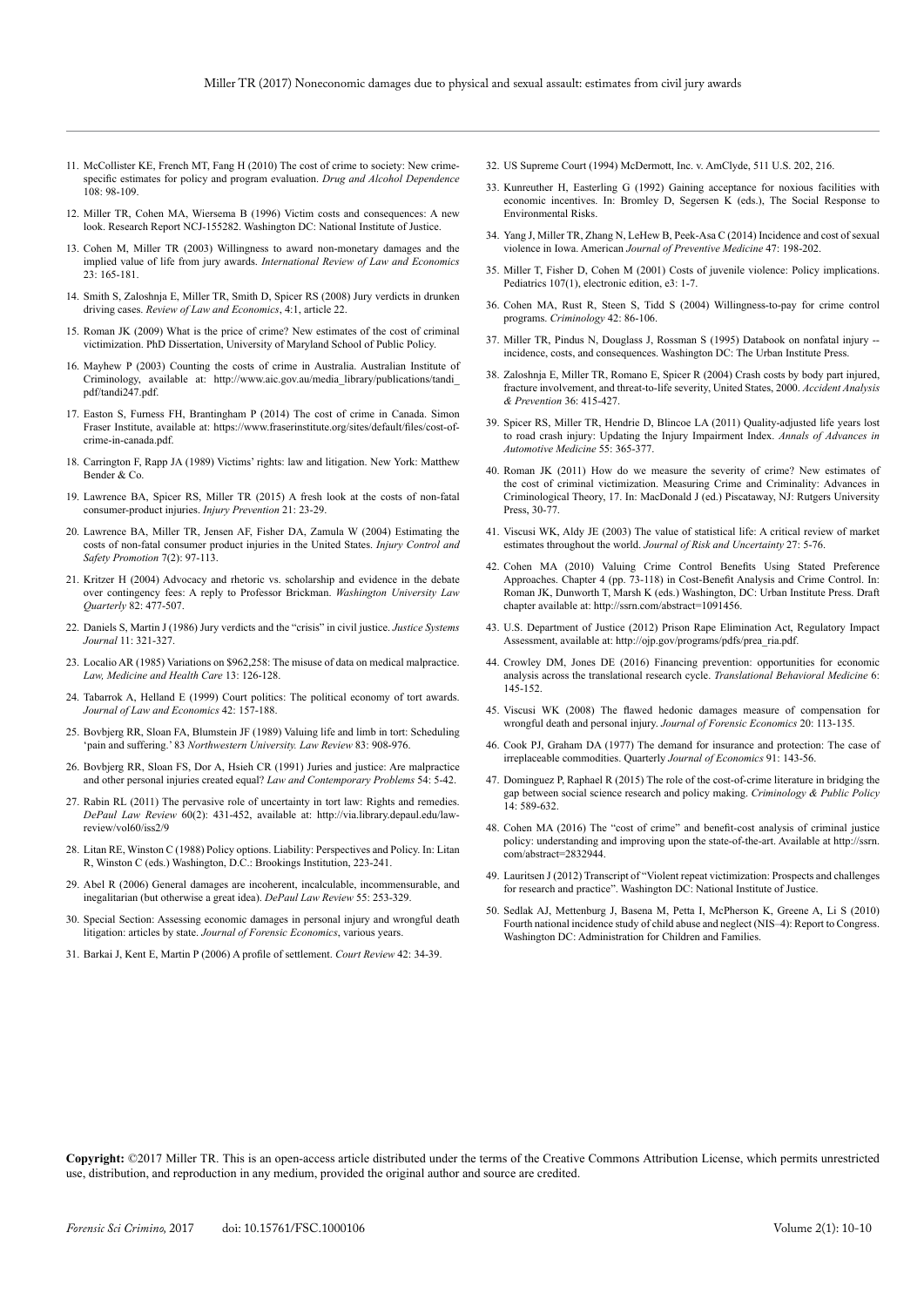11. McCollister KE, French MT, Fang H (2010) The cost of crime to society: New crime-specific estimates for policy and program evaluation. *Drug and Alcohol Dependence* 108: 98-109.

12. Miller TR, Cohen MA, Wiersema B (1996) Victim costs and consequences: A new look. Research Report NCJ-155282. Washington DC: National Institute of Justice.

13. Cohen M, Miller TR (2003) Willingness to award non-monetary damages and the implied value of life from jury awards. *International Review of Law and Economics* 23: 165-181.

14. Smith S, Zaloshnja E, Miller TR, Smith D, Spicer RS (2008) Jury verdicts in drunken driving cases. *Review of Law and Economics*, 4:1, article 22.

15. Roman JK (2009) What is the price of crime? New estimates of the cost of criminal victimization. PhD Dissertation, University of Maryland School of Public Policy.

16. Mayhew P (2003) Counting the costs of crime in Australia. Australian Institute of Criminology, available at: http://www.aic.gov.au/media_library/publications/tandi_pdf/tandi247.pdf.

17. Easton S, Furness FH, Brantingham P (2014) The cost of crime in Canada. Simon Fraser Institute, available at: https://www.fraserinstitute.org/sites/default/files/cost-of-crime-in-canada.pdf.

18. Carrington F, Rapp JA (1989) Victims' rights: law and litigation. New York: Matthew Bender & Co.

19. Lawrence BA, Spicer RS, Miller TR (2015) A fresh look at the costs of non-fatal consumer-product injuries. *Injury Prevention* 21: 23-29.

20. Lawrence BA, Miller TR, Jensen AF, Fisher DA, Zamula W (2004) Estimating the costs of non-fatal consumer product injuries in the United States. *Injury Control and Safety Promotion* 7(2): 97-113.

21. Kritzer H (2004) Advocacy and rhetoric vs. scholarship and evidence in the debate over contingency fees: A reply to Professor Brickman. *Washington University Law Quarterly* 82: 477-507.

22. Daniels S, Martin J (1986) Jury verdicts and the "crisis" in civil justice. *Justice Systems Journal* 11: 321-327.

23. Localio AR (1985) Variations on $962,258: The misuse of data on medical malpractice. *Law, Medicine and Health Care* 13: 126-128.

24. Tabarrok A, Helland E (1999) Court politics: The political economy of tort awards. *Journal of Law and Economics* 42: 157-188.

25. Bovbjerg RR, Sloan FA, Blumstein JF (1989) Valuing life and limb in tort: Scheduling 'pain and suffering.' 83 *Northwestern University. Law Review* 83: 908-976.

26. Bovbjerg RR, Sloan FS, Dor A, Hsieh CR (1991) Juries and justice: Are malpractice and other personal injuries created equal? *Law and Contemporary Problems* 54: 5-42.

27. Rabin RL (2011) The pervasive role of uncertainty in tort law: Rights and remedies. *DePaul Law Review* 60(2): 431-452, available at: http://via.library.depaul.edu/law-review/vol60/iss2/9

28. Litan RE, Winston C (1988) Policy options. Liability: Perspectives and Policy. In: Litan R, Winston C (eds.) Washington, D.C.: Brookings Institution, 223-241.

29. Abel R (2006) General damages are incoherent, incalculable, incommensurable, and inegalitarian (but otherwise a great idea). *DePaul Law Review* 55: 253-329.

30. Special Section: Assessing economic damages in personal injury and wrongful death litigation: articles by state. *Journal of Forensic Economics*, various years.

31. Barkai J, Kent E, Martin P (2006) A profile of settlement. *Court Review* 42: 34-39.

32. US Supreme Court (1994) McDermott, Inc. v. AmClyde, 511 U.S. 202, 216.

33. Kunreuther H, Easterling G (1992) Gaining acceptance for noxious facilities with economic incentives. In: Bromley D, Segersen K (eds.), The Social Response to Environmental Risks.

34. Yang J, Miller TR, Zhang N, LeHew B, Peek-Asa C (2014) Incidence and cost of sexual violence in Iowa. American *Journal of Preventive Medicine* 47: 198-202.

35. Miller T, Fisher D, Cohen M (2001) Costs of juvenile violence: Policy implications. Pediatrics 107(1), electronic edition, e3: 1-7.

36. Cohen MA, Rust R, Steen S, Tidd S (2004) Willingness-to-pay for crime control programs. *Criminology* 42: 86-106.

37. Miller TR, Pindus N, Douglass J, Rossman S (1995) Databook on nonfatal injury -- incidence, costs, and consequences. Washington DC: The Urban Institute Press.

38. Zaloshnja E, Miller TR, Romano E, Spicer R (2004) Crash costs by body part injured, fracture involvement, and threat-to-life severity, United States, 2000. *Accident Analysis & Prevention* 36: 415-427.

39. Spicer RS, Miller TR, Hendrie D, Blincoe LA (2011) Quality-adjusted life years lost to road crash injury: Updating the Injury Impairment Index. *Annals of Advances in Automotive Medicine* 55: 365-377.

40. Roman JK (2011) How do we measure the severity of crime? New estimates of the cost of criminal victimization. Measuring Crime and Criminality: Advances in Criminological Theory, 17. In: MacDonald J (ed.) Piscataway, NJ: Rutgers University Press, 30-77.

41. Viscusi WK, Aldy JE (2003) The value of statistical life: A critical review of market estimates throughout the world. *Journal of Risk and Uncertainty* 27: 5-76.

42. Cohen MA (2010) Valuing Crime Control Benefits Using Stated Preference Approaches. Chapter 4 (pp. 73-118) in Cost-Benefit Analysis and Crime Control. In: Roman JK, Dunworth T, Marsh K (eds.) Washington, DC: Urban Institute Press. Draft chapter available at: http://ssrn.com/abstract=1091456.

43. U.S. Department of Justice (2012) Prison Rape Elimination Act, Regulatory Impact Assessment, available at: http://ojp.gov/programs/pdfs/prea_ria.pdf.

44. Crowley DM, Jones DE (2016) Financing prevention: opportunities for economic analysis across the translational research cycle. *Translational Behavioral Medicine* 6: 145-152.

45. Viscusi WK (2008) The flawed hedonic damages measure of compensation for wrongful death and personal injury. *Journal of Forensic Economics* 20: 113-135.

46. Cook PJ, Graham DA (1977) The demand for insurance and protection: The case of irreplaceable commodities. Quarterly *Journal of Economics* 91: 143-56.

47. Dominguez P, Raphael R (2015) The role of the cost-of-crime literature in bridging the gap between social science research and policy making. *Criminology & Public Policy* 14: 589-632.

48. Cohen MA (2016) The "cost of crime" and benefit-cost analysis of criminal justice policy: understanding and improving upon the state-of-the-art. Available at http://ssrn.com/abstract=2832944.

49. Lauritsen J (2012) Transcript of "Violent repeat victimization: Prospects and challenges for research and practice". Washington DC: National Institute of Justice.

50. Sedlak AJ, Mettenburg J, Basena M, Petta I, McPherson K, Greene A, Li S (2010) Fourth national incidence study of child abuse and neglect (NIS–4): Report to Congress. Washington DC: Administration for Children and Families.

**Copyright:** ©2017 Miller TR. This is an open-access article distributed under the terms of the Creative Commons Attribution License, which permits unrestricted use, distribution, and reproduction in any medium, provided the original author and source are credited.